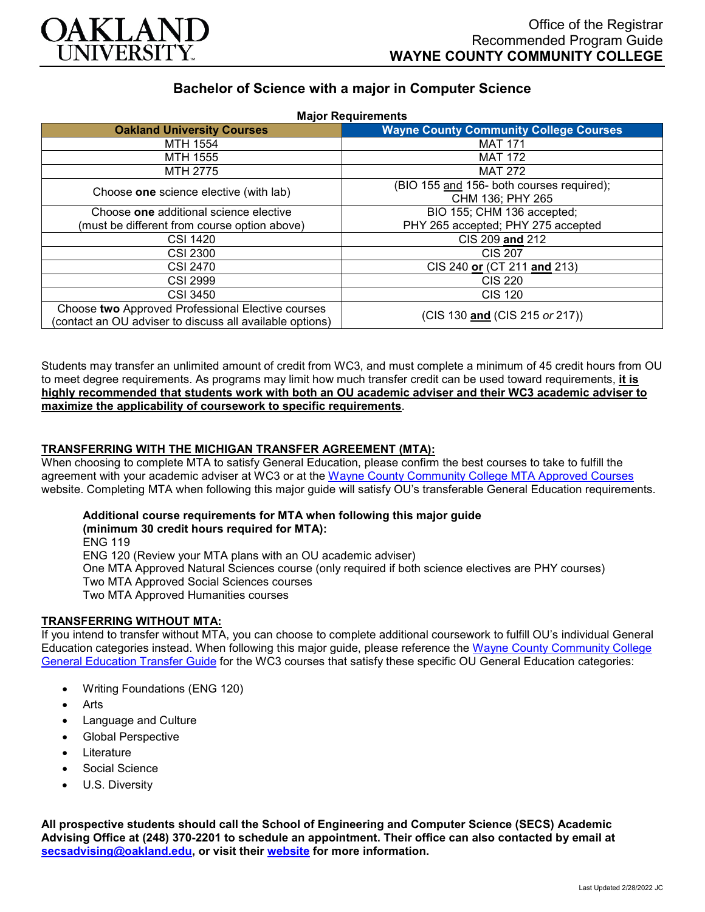# Bachelor of Science with a major in Computer Science

Office of the Registrar
Recommended Program Guide
**WAYNE COUNTY COMMUNITY COLLEGE**

**Major Requirements**

| Oakland University Courses | Wayne County Community College Courses |
|---|---|
| MTH 1554 | MAT 171 |
| MTH 1555 | MAT 172 |
| MTH 2775 | MAT 272 |
| Choose **one** science elective (with lab) | (BIO 155 and 156- both courses required); CHM 136; PHY 265 |
| Choose **one** additional science elective (must be different from course option above) | BIO 155; CHM 136 accepted; PHY 265 accepted; PHY 275 accepted |
| CSI 1420 | CIS 209 **and** 212 |
| CSI 2300 | CIS 207 |
| CSI 2470 | CIS 240 **or** (CT 211 **and** 213) |
| CSI 2999 | CIS 220 |
| CSI 3450 | CIS 120 |
| Choose **two** Approved Professional Elective courses (contact an OU adviser to discuss all available options) | (CIS 130 **and** (CIS 215 *or* 217)) |

Students may transfer an unlimited amount of credit from WC3, and must complete a minimum of 45 credit hours from OU to meet degree requirements. As programs may limit how much transfer credit can be used toward requirements, **it is highly recommended that students work with both an OU academic adviser and their WC3 academic adviser to maximize the applicability of coursework to specific requirements**.

## TRANSFERRING WITH THE MICHIGAN TRANSFER AGREEMENT (MTA):

When choosing to complete MTA to satisfy General Education, please confirm the best courses to take to fulfill the agreement with your academic adviser at WC3 or at the Wayne County Community College MTA Approved Courses website. Completing MTA when following this major guide will satisfy OU's transferable General Education requirements.

**Additional course requirements for MTA when following this major guide (minimum 30 credit hours required for MTA):**
ENG 119
ENG 120 (Review your MTA plans with an OU academic adviser)
One MTA Approved Natural Sciences course (only required if both science electives are PHY courses)
Two MTA Approved Social Sciences courses
Two MTA Approved Humanities courses

## TRANSFERRING WITHOUT MTA:

If you intend to transfer without MTA, you can choose to complete additional coursework to fulfill OU's individual General Education categories instead. When following this major guide, please reference the Wayne County Community College General Education Transfer Guide for the WC3 courses that satisfy these specific OU General Education categories:

- Writing Foundations (ENG 120)
- Arts
- Language and Culture
- Global Perspective
- Literature
- Social Science
- U.S. Diversity

**All prospective students should call the School of Engineering and Computer Science (SECS) Academic Advising Office at (248) 370-2201 to schedule an appointment. Their office can also contacted by email at secsadvising@oakland.edu, or visit their website for more information.**

Last Updated 2/28/2022 JC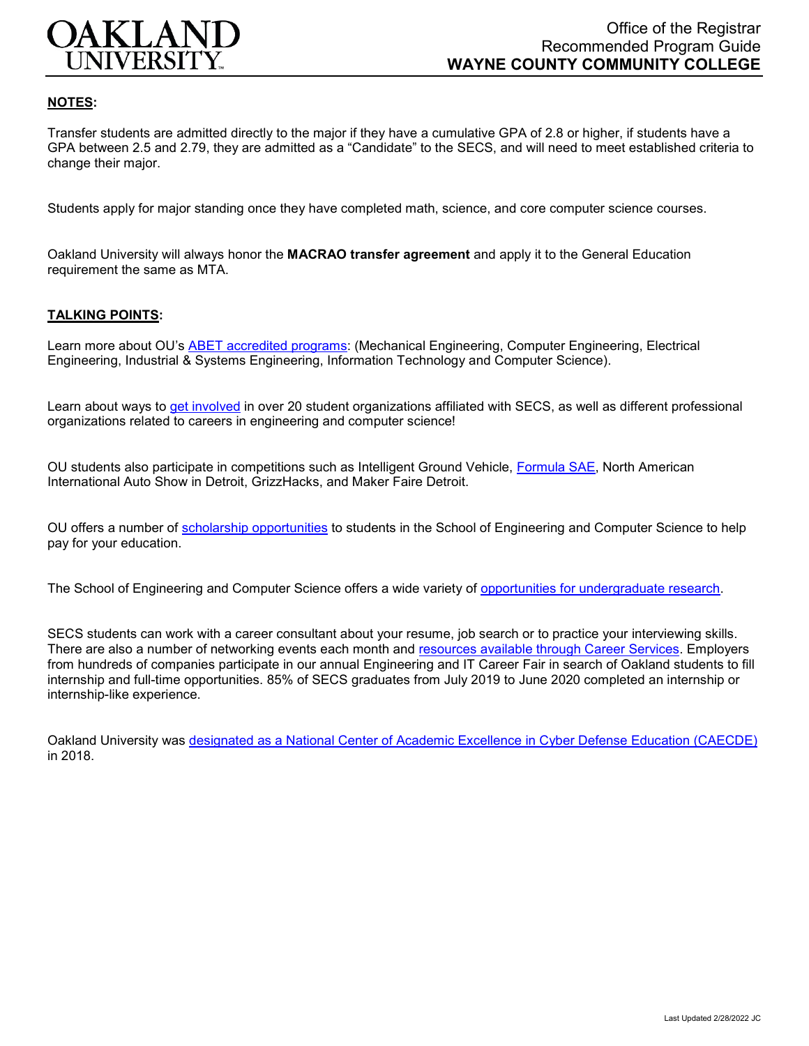**NOTES:**

Transfer students are admitted directly to the major if they have a cumulative GPA of 2.8 or higher, if students have a GPA between 2.5 and 2.79, they are admitted as a "Candidate" to the SECS, and will need to meet established criteria to change their major.

Students apply for major standing once they have completed math, science, and core computer science courses.

Oakland University will always honor the **MACRAO transfer agreement** and apply it to the General Education requirement the same as MTA.

**TALKING POINTS:**

Learn more about OU's ABET accredited programs: (Mechanical Engineering, Computer Engineering, Electrical Engineering, Industrial & Systems Engineering, Information Technology and Computer Science).

Learn about ways to get involved in over 20 student organizations affiliated with SECS, as well as different professional organizations related to careers in engineering and computer science!

OU students also participate in competitions such as Intelligent Ground Vehicle, Formula SAE, North American International Auto Show in Detroit, GrizzHacks, and Maker Faire Detroit.

OU offers a number of scholarship opportunities to students in the School of Engineering and Computer Science to help pay for your education.

The School of Engineering and Computer Science offers a wide variety of opportunities for undergraduate research.

SECS students can work with a career consultant about your resume, job search or to practice your interviewing skills. There are also a number of networking events each month and resources available through Career Services. Employers from hundreds of companies participate in our annual Engineering and IT Career Fair in search of Oakland students to fill internship and full-time opportunities. 85% of SECS graduates from July 2019 to June 2020 completed an internship or internship-like experience.

Oakland University was designated as a National Center of Academic Excellence in Cyber Defense Education (CAECDE) in 2018.